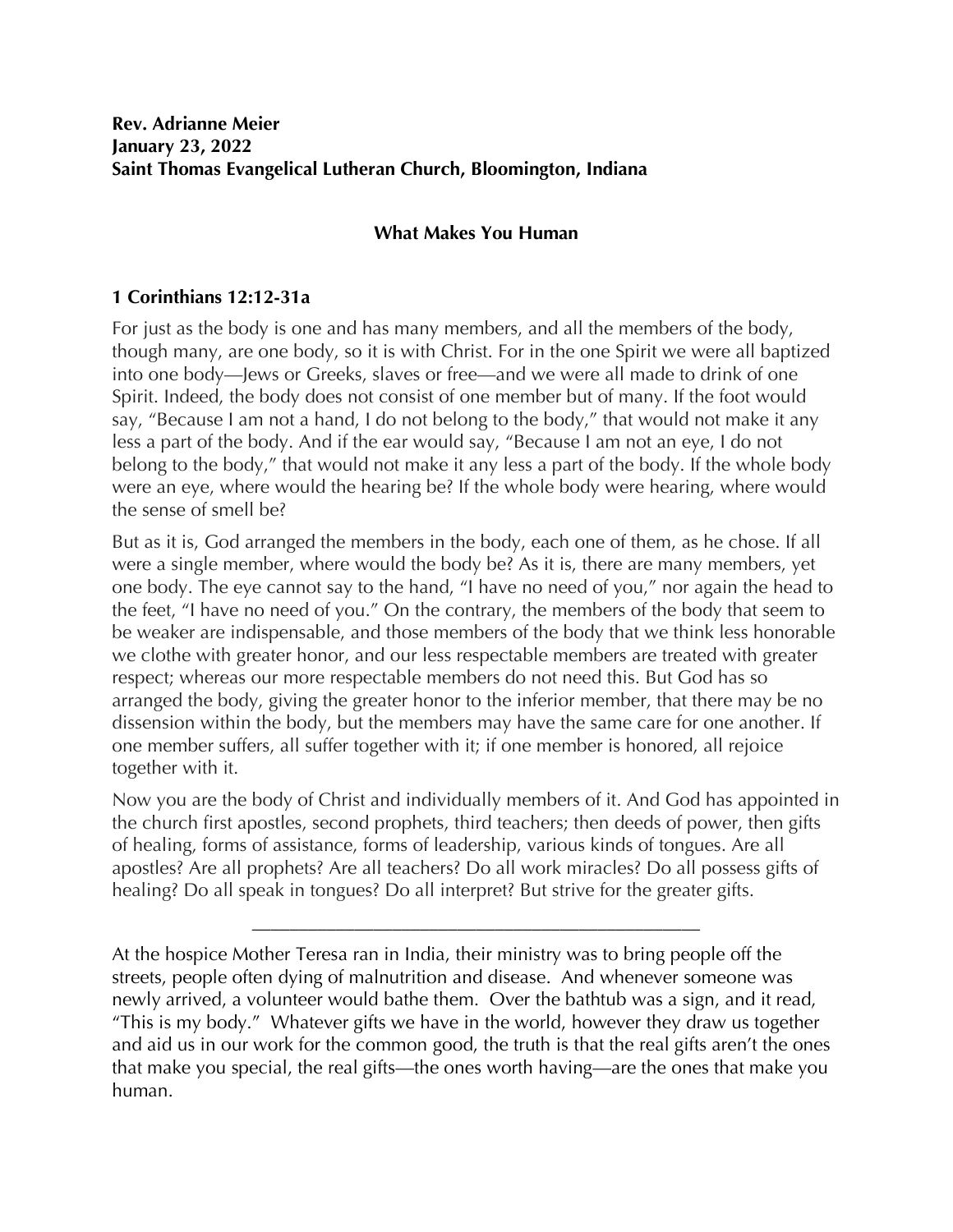**Rev. Adrianne Meier**
**January 23, 2022**
**Saint Thomas Evangelical Lutheran Church, Bloomington, Indiana**

# What Makes You Human

## 1 Corinthians 12:12-31a

For just as the body is one and has many members, and all the members of the body, though many, are one body, so it is with Christ. For in the one Spirit we were all baptized into one body—Jews or Greeks, slaves or free—and we were all made to drink of one Spirit. Indeed, the body does not consist of one member but of many. If the foot would say, "Because I am not a hand, I do not belong to the body," that would not make it any less a part of the body. And if the ear would say, "Because I am not an eye, I do not belong to the body," that would not make it any less a part of the body. If the whole body were an eye, where would the hearing be? If the whole body were hearing, where would the sense of smell be?

But as it is, God arranged the members in the body, each one of them, as he chose. If all were a single member, where would the body be? As it is, there are many members, yet one body. The eye cannot say to the hand, "I have no need of you," nor again the head to the feet, "I have no need of you." On the contrary, the members of the body that seem to be weaker are indispensable, and those members of the body that we think less honorable we clothe with greater honor, and our less respectable members are treated with greater respect; whereas our more respectable members do not need this. But God has so arranged the body, giving the greater honor to the inferior member, that there may be no dissension within the body, but the members may have the same care for one another. If one member suffers, all suffer together with it; if one member is honored, all rejoice together with it.

Now you are the body of Christ and individually members of it. And God has appointed in the church first apostles, second prophets, third teachers; then deeds of power, then gifts of healing, forms of assistance, forms of leadership, various kinds of tongues. Are all apostles? Are all prophets? Are all teachers? Do all work miracles? Do all possess gifts of healing? Do all speak in tongues? Do all interpret? But strive for the greater gifts.

---

At the hospice Mother Teresa ran in India, their ministry was to bring people off the streets, people often dying of malnutrition and disease. And whenever someone was newly arrived, a volunteer would bathe them. Over the bathtub was a sign, and it read, "This is my body." Whatever gifts we have in the world, however they draw us together and aid us in our work for the common good, the truth is that the real gifts aren't the ones that make you special, the real gifts—the ones worth having—are the ones that make you human.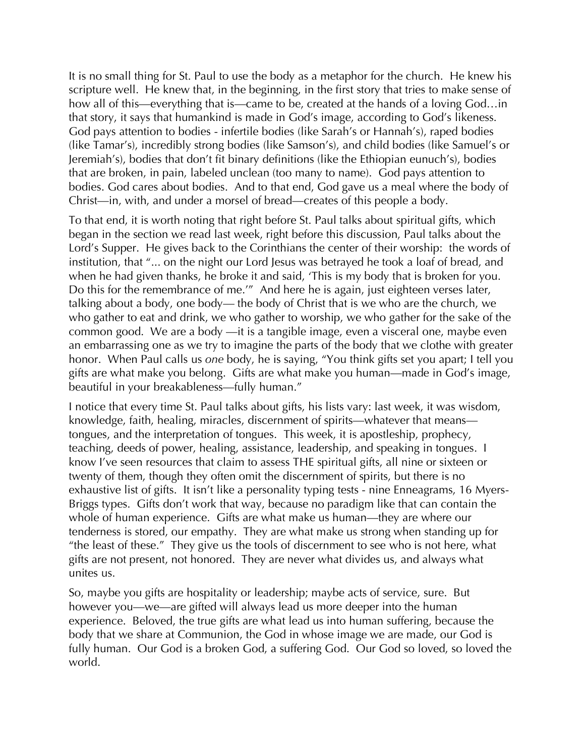It is no small thing for St. Paul to use the body as a metaphor for the church. He knew his scripture well. He knew that, in the beginning, in the first story that tries to make sense of how all of this—everything that is—came to be, created at the hands of a loving God…in that story, it says that humankind is made in God's image, according to God's likeness. God pays attention to bodies - infertile bodies (like Sarah's or Hannah's), raped bodies (like Tamar's), incredibly strong bodies (like Samson's), and child bodies (like Samuel's or Jeremiah's), bodies that don't fit binary definitions (like the Ethiopian eunuch's), bodies that are broken, in pain, labeled unclean (too many to name). God pays attention to bodies. God cares about bodies. And to that end, God gave us a meal where the body of Christ—in, with, and under a morsel of bread—creates of this people a body.

To that end, it is worth noting that right before St. Paul talks about spiritual gifts, which began in the section we read last week, right before this discussion, Paul talks about the Lord's Supper. He gives back to the Corinthians the center of their worship: the words of institution, that "... on the night our Lord Jesus was betrayed he took a loaf of bread, and when he had given thanks, he broke it and said, 'This is my body that is broken for you. Do this for the remembrance of me.'" And here he is again, just eighteen verses later, talking about a body, one body— the body of Christ that is we who are the church, we who gather to eat and drink, we who gather to worship, we who gather for the sake of the common good. We are a body —it is a tangible image, even a visceral one, maybe even an embarrassing one as we try to imagine the parts of the body that we clothe with greater honor. When Paul calls us *one* body, he is saying, "You think gifts set you apart; I tell you gifts are what make you belong. Gifts are what make you human—made in God's image, beautiful in your breakableness—fully human."

I notice that every time St. Paul talks about gifts, his lists vary: last week, it was wisdom, knowledge, faith, healing, miracles, discernment of spirits—whatever that means—tongues, and the interpretation of tongues. This week, it is apostleship, prophecy, teaching, deeds of power, healing, assistance, leadership, and speaking in tongues. I know I've seen resources that claim to assess THE spiritual gifts, all nine or sixteen or twenty of them, though they often omit the discernment of spirits, but there is no exhaustive list of gifts. It isn't like a personality typing tests - nine Enneagrams, 16 Myers-Briggs types. Gifts don't work that way, because no paradigm like that can contain the whole of human experience. Gifts are what make us human—they are where our tenderness is stored, our empathy. They are what make us strong when standing up for "the least of these." They give us the tools of discernment to see who is not here, what gifts are not present, not honored. They are never what divides us, and always what unites us.

So, maybe you gifts are hospitality or leadership; maybe acts of service, sure. But however you—we—are gifted will always lead us more deeper into the human experience. Beloved, the true gifts are what lead us into human suffering, because the body that we share at Communion, the God in whose image we are made, our God is fully human. Our God is a broken God, a suffering God. Our God so loved, so loved the world.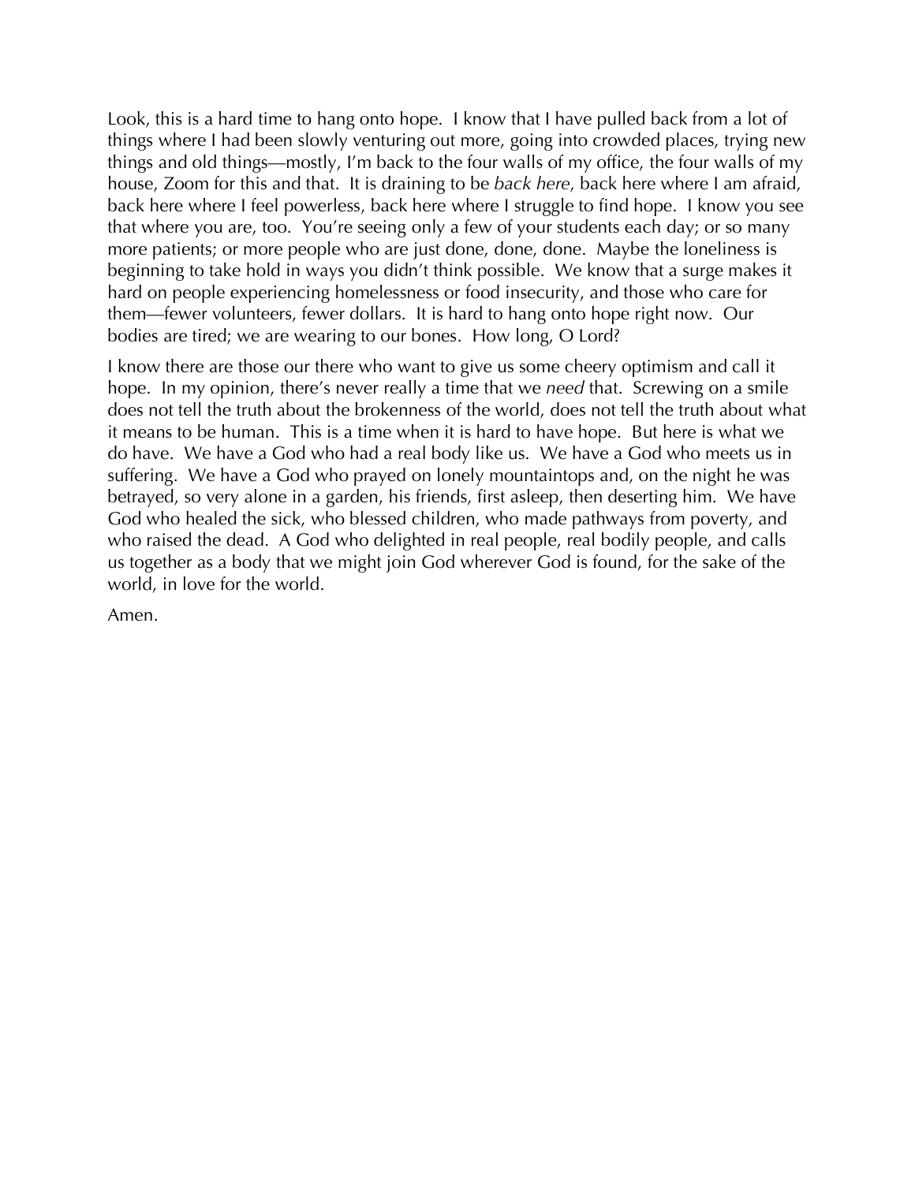Look, this is a hard time to hang onto hope. I know that I have pulled back from a lot of things where I had been slowly venturing out more, going into crowded places, trying new things and old things—mostly, I'm back to the four walls of my office, the four walls of my house, Zoom for this and that. It is draining to be *back here*, back here where I am afraid, back here where I feel powerless, back here where I struggle to find hope. I know you see that where you are, too. You're seeing only a few of your students each day; or so many more patients; or more people who are just done, done, done. Maybe the loneliness is beginning to take hold in ways you didn't think possible. We know that a surge makes it hard on people experiencing homelessness or food insecurity, and those who care for them—fewer volunteers, fewer dollars. It is hard to hang onto hope right now. Our bodies are tired; we are wearing to our bones. How long, O Lord?

I know there are those our there who want to give us some cheery optimism and call it hope. In my opinion, there's never really a time that we *need* that. Screwing on a smile does not tell the truth about the brokenness of the world, does not tell the truth about what it means to be human. This is a time when it is hard to have hope. But here is what we do have. We have a God who had a real body like us. We have a God who meets us in suffering. We have a God who prayed on lonely mountaintops and, on the night he was betrayed, so very alone in a garden, his friends, first asleep, then deserting him. We have God who healed the sick, who blessed children, who made pathways from poverty, and who raised the dead. A God who delighted in real people, real bodily people, and calls us together as a body that we might join God wherever God is found, for the sake of the world, in love for the world.

Amen.